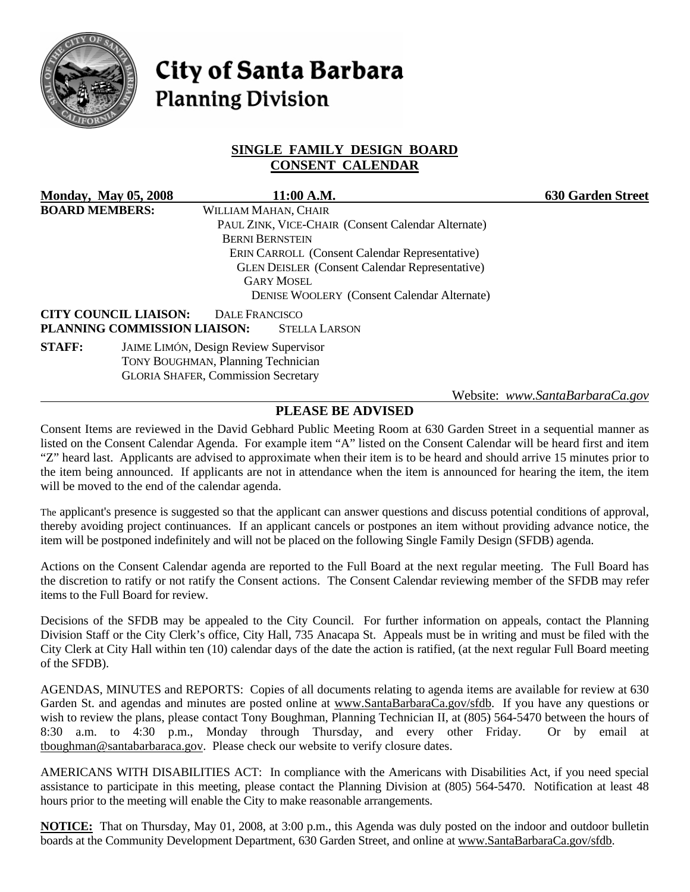# City of Santa Barbara
## Planning Division

### SINGLE FAMILY DESIGN BOARD
### CONSENT CALENDAR

**Monday, May 05, 2008** **11:00 A.M.** **630 Garden Street**

**BOARD MEMBERS:**
WILLIAM MAHAN, CHAIR
PAUL ZINK, VICE-CHAIR (Consent Calendar Alternate)
BERNI BERNSTEIN
ERIN CARROLL (Consent Calendar Representative)
GLEN DEISLER (Consent Calendar Representative)
GARY MOSEL
DENISE WOOLERY (Consent Calendar Alternate)

**CITY COUNCIL LIAISON:** DALE FRANCISCO
**PLANNING COMMISSION LIAISON:** STELLA LARSON

**STAFF:**
JAIME LIMÓN, Design Review Supervisor
TONY BOUGHMAN, Planning Technician
GLORIA SHAFER, Commission Secretary

Website: *www.SantaBarbaraCa.gov*

### PLEASE BE ADVISED

Consent Items are reviewed in the David Gebhard Public Meeting Room at 630 Garden Street in a sequential manner as listed on the Consent Calendar Agenda. For example item "A" listed on the Consent Calendar will be heard first and item "Z" heard last. Applicants are advised to approximate when their item is to be heard and should arrive 15 minutes prior to the item being announced. If applicants are not in attendance when the item is announced for hearing the item, the item will be moved to the end of the calendar agenda.

The applicant's presence is suggested so that the applicant can answer questions and discuss potential conditions of approval, thereby avoiding project continuances. If an applicant cancels or postpones an item without providing advance notice, the item will be postponed indefinitely and will not be placed on the following Single Family Design (SFDB) agenda.

Actions on the Consent Calendar agenda are reported to the Full Board at the next regular meeting. The Full Board has the discretion to ratify or not ratify the Consent actions. The Consent Calendar reviewing member of the SFDB may refer items to the Full Board for review.

Decisions of the SFDB may be appealed to the City Council. For further information on appeals, contact the Planning Division Staff or the City Clerk's office, City Hall, 735 Anacapa St. Appeals must be in writing and must be filed with the City Clerk at City Hall within ten (10) calendar days of the date the action is ratified, (at the next regular Full Board meeting of the SFDB).

AGENDAS, MINUTES and REPORTS: Copies of all documents relating to agenda items are available for review at 630 Garden St. and agendas and minutes are posted online at www.SantaBarbaraCa.gov/sfdb. If you have any questions or wish to review the plans, please contact Tony Boughman, Planning Technician II, at (805) 564-5470 between the hours of 8:30 a.m. to 4:30 p.m., Monday through Thursday, and every other Friday. Or by email at tboughman@santabarbaraca.gov. Please check our website to verify closure dates.

AMERICANS WITH DISABILITIES ACT: In compliance with the Americans with Disabilities Act, if you need special assistance to participate in this meeting, please contact the Planning Division at (805) 564-5470. Notification at least 48 hours prior to the meeting will enable the City to make reasonable arrangements.

**NOTICE:** That on Thursday, May 01, 2008, at 3:00 p.m., this Agenda was duly posted on the indoor and outdoor bulletin boards at the Community Development Department, 630 Garden Street, and online at www.SantaBarbaraCa.gov/sfdb.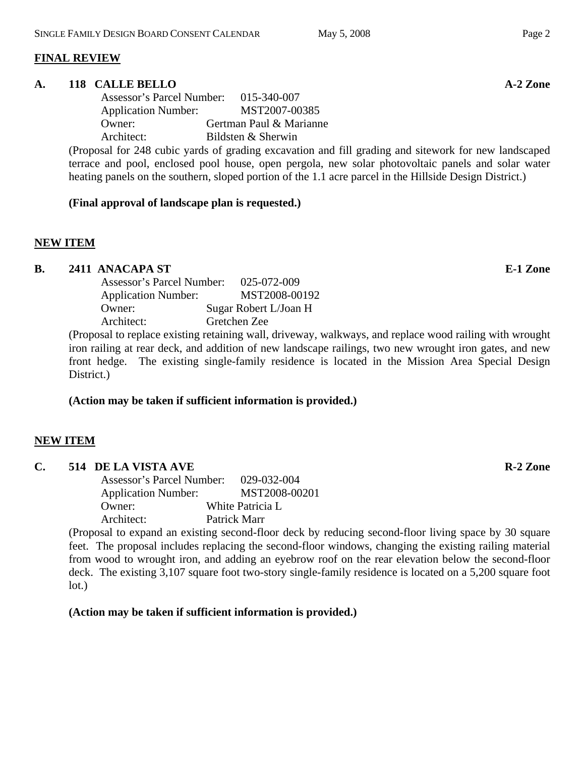## FINAL REVIEW

**A. 118 CALLE BELLO** **A-2 Zone**

Assessor's Parcel Number: 015-340-007
Application Number: MST2007-00385
Owner: Gertman Paul & Marianne
Architect: Bildsten & Sherwin

(Proposal for 248 cubic yards of grading excavation and fill grading and sitework for new landscaped terrace and pool, enclosed pool house, open pergola, new solar photovoltaic panels and solar water heating panels on the southern, sloped portion of the 1.1 acre parcel in the Hillside Design District.)

**(Final approval of landscape plan is requested.)**

## NEW ITEM

**B. 2411 ANACAPA ST** **E-1 Zone**

Assessor's Parcel Number: 025-072-009
Application Number: MST2008-00192
Owner: Sugar Robert L/Joan H
Architect: Gretchen Zee

(Proposal to replace existing retaining wall, driveway, walkways, and replace wood railing with wrought iron railing at rear deck, and addition of new landscape railings, two new wrought iron gates, and new front hedge. The existing single-family residence is located in the Mission Area Special Design District.)

**(Action may be taken if sufficient information is provided.)**

## NEW ITEM

**C. 514 DE LA VISTA AVE** **R-2 Zone**

Assessor's Parcel Number: 029-032-004
Application Number: MST2008-00201
Owner: White Patricia L
Architect: Patrick Marr

(Proposal to expand an existing second-floor deck by reducing second-floor living space by 30 square feet. The proposal includes replacing the second-floor windows, changing the existing railing material from wood to wrought iron, and adding an eyebrow roof on the rear elevation below the second-floor deck. The existing 3,107 square foot two-story single-family residence is located on a 5,200 square foot lot.)

**(Action may be taken if sufficient information is provided.)**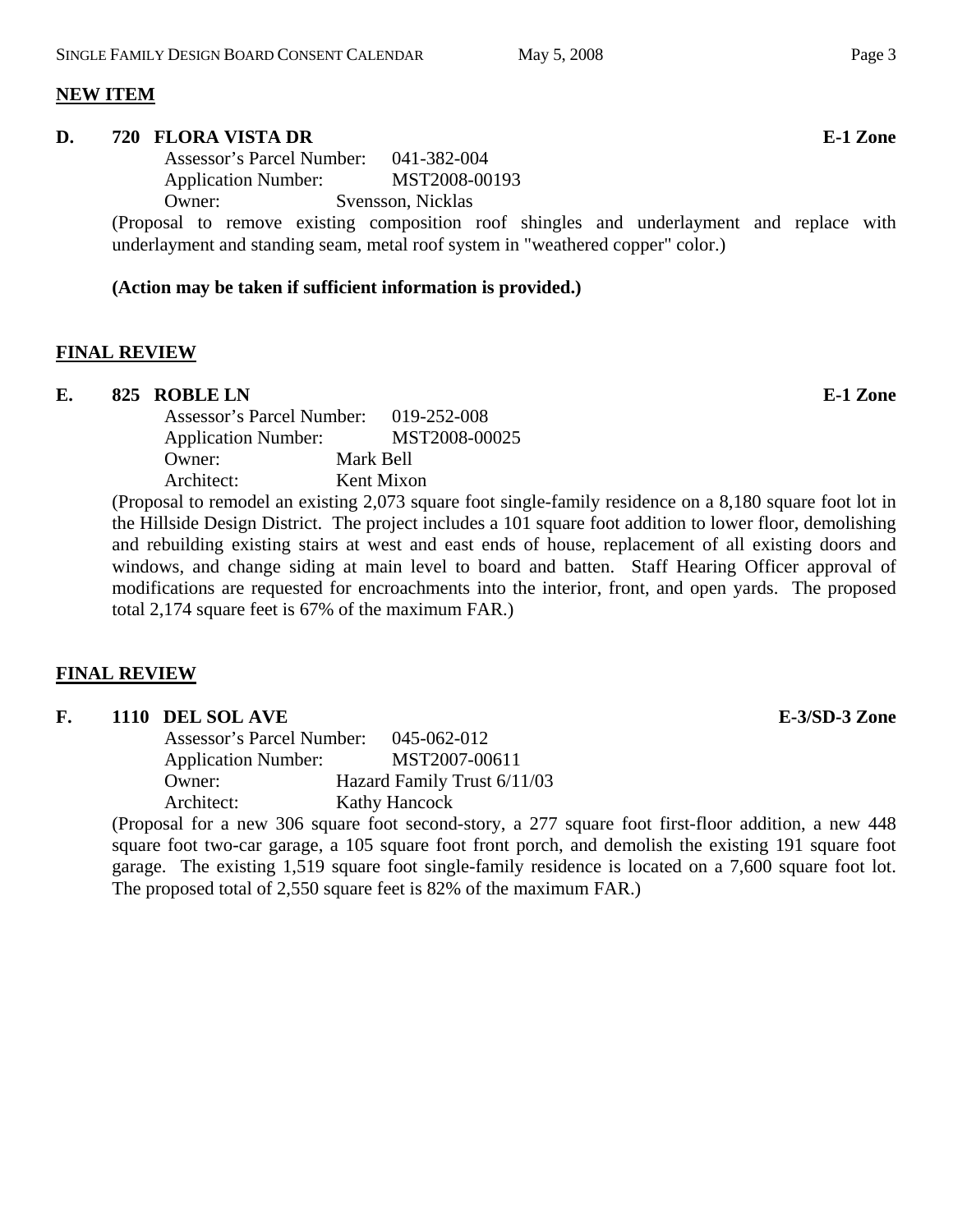## NEW ITEM

**D. 720 FLORA VISTA DR** **E-1 Zone**

Assessor's Parcel Number: 041-382-004
Application Number: MST2008-00193
Owner: Svensson, Nicklas

(Proposal to remove existing composition roof shingles and underlayment and replace with underlayment and standing seam, metal roof system in "weathered copper" color.)

**(Action may be taken if sufficient information is provided.)**

## FINAL REVIEW

**E. 825 ROBLE LN** **E-1 Zone**

Assessor's Parcel Number: 019-252-008
Application Number: MST2008-00025
Owner: Mark Bell
Architect: Kent Mixon

(Proposal to remodel an existing 2,073 square foot single-family residence on a 8,180 square foot lot in the Hillside Design District. The project includes a 101 square foot addition to lower floor, demolishing and rebuilding existing stairs at west and east ends of house, replacement of all existing doors and windows, and change siding at main level to board and batten. Staff Hearing Officer approval of modifications are requested for encroachments into the interior, front, and open yards. The proposed total 2,174 square feet is 67% of the maximum FAR.)

## FINAL REVIEW

**F. 1110 DEL SOL AVE** **E-3/SD-3 Zone**

Assessor's Parcel Number: 045-062-012
Application Number: MST2007-00611
Owner: Hazard Family Trust 6/11/03
Architect: Kathy Hancock

(Proposal for a new 306 square foot second-story, a 277 square foot first-floor addition, a new 448 square foot two-car garage, a 105 square foot front porch, and demolish the existing 191 square foot garage. The existing 1,519 square foot single-family residence is located on a 7,600 square foot lot. The proposed total of 2,550 square feet is 82% of the maximum FAR.)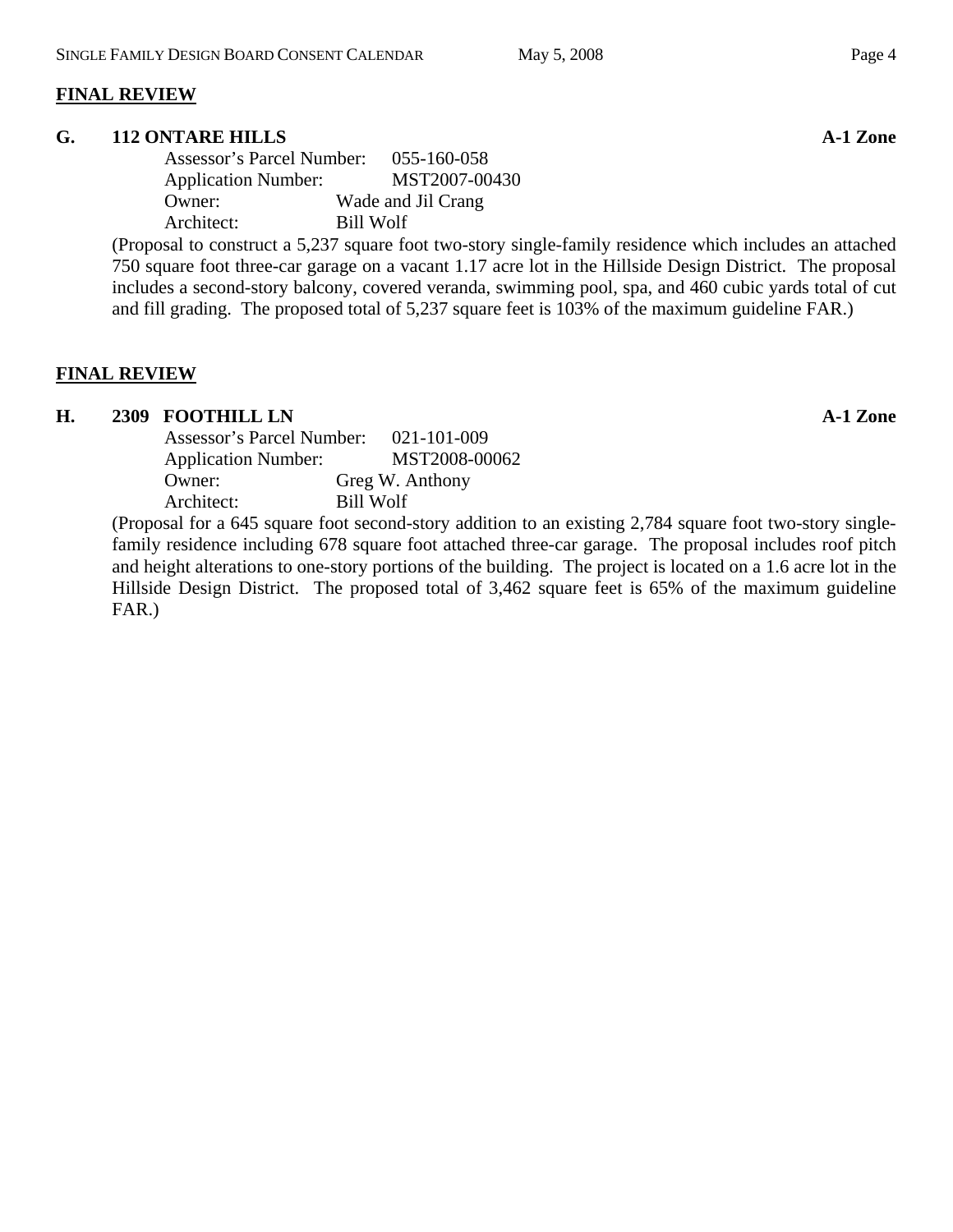## FINAL REVIEW

### G. 112 ONTARE HILLS — A-1 Zone

Assessor's Parcel Number: 055-160-058
Application Number: MST2007-00430
Owner: Wade and Jil Crang
Architect: Bill Wolf

(Proposal to construct a 5,237 square foot two-story single-family residence which includes an attached 750 square foot three-car garage on a vacant 1.17 acre lot in the Hillside Design District. The proposal includes a second-story balcony, covered veranda, swimming pool, spa, and 460 cubic yards total of cut and fill grading. The proposed total of 5,237 square feet is 103% of the maximum guideline FAR.)

## FINAL REVIEW

### H. 2309 FOOTHILL LN — A-1 Zone

Assessor's Parcel Number: 021-101-009
Application Number: MST2008-00062
Owner: Greg W. Anthony
Architect: Bill Wolf

(Proposal for a 645 square foot second-story addition to an existing 2,784 square foot two-story single-family residence including 678 square foot attached three-car garage. The proposal includes roof pitch and height alterations to one-story portions of the building. The project is located on a 1.6 acre lot in the Hillside Design District. The proposed total of 3,462 square feet is 65% of the maximum guideline FAR.)